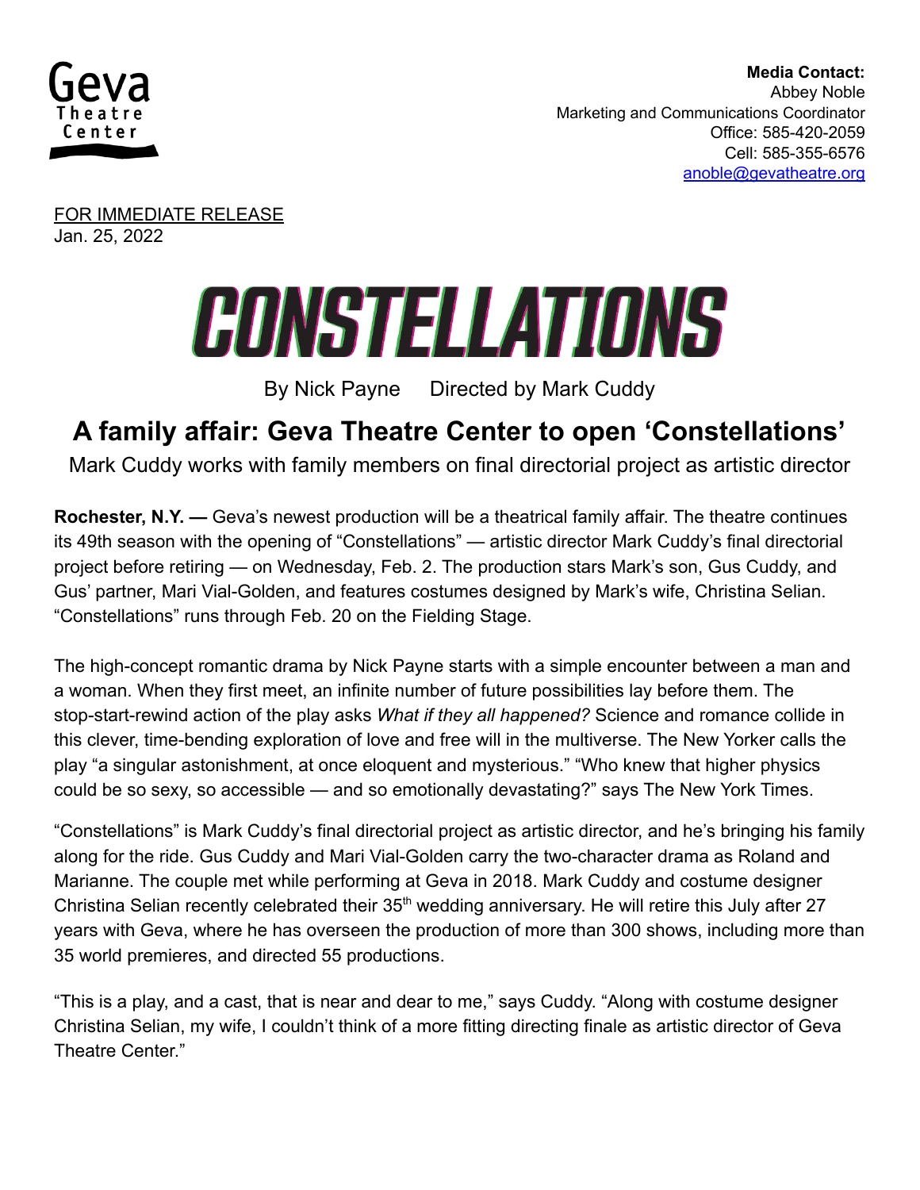Geva Theatre Center

**Media Contact:**
Abbey Noble
Marketing and Communications Coordinator
Office: 585-420-2059
Cell: 585-355-6576
[anoble@gevatheatre.org](mailto:anoble@gevatheatre.org)

FOR IMMEDIATE RELEASE
Jan. 25, 2022

# CONSTELLATIONS

By Nick Payne     Directed by Mark Cuddy

## A family affair: Geva Theatre Center to open 'Constellations'

Mark Cuddy works with family members on final directorial project as artistic director

**Rochester, N.Y. —** Geva's newest production will be a theatrical family affair. The theatre continues its 49th season with the opening of "Constellations" — artistic director Mark Cuddy's final directorial project before retiring — on Wednesday, Feb. 2. The production stars Mark's son, Gus Cuddy, and Gus' partner, Mari Vial-Golden, and features costumes designed by Mark's wife, Christina Selian. "Constellations" runs through Feb. 20 on the Fielding Stage.

The high-concept romantic drama by Nick Payne starts with a simple encounter between a man and a woman. When they first meet, an infinite number of future possibilities lay before them. The stop-start-rewind action of the play asks *What if they all happened?* Science and romance collide in this clever, time-bending exploration of love and free will in the multiverse. The New Yorker calls the play "a singular astonishment, at once eloquent and mysterious." "Who knew that higher physics could be so sexy, so accessible — and so emotionally devastating?" says The New York Times.

"Constellations" is Mark Cuddy's final directorial project as artistic director, and he's bringing his family along for the ride. Gus Cuddy and Mari Vial-Golden carry the two-character drama as Roland and Marianne. The couple met while performing at Geva in 2018. Mark Cuddy and costume designer Christina Selian recently celebrated their 35th wedding anniversary. He will retire this July after 27 years with Geva, where he has overseen the production of more than 300 shows, including more than 35 world premieres, and directed 55 productions.

"This is a play, and a cast, that is near and dear to me," says Cuddy. "Along with costume designer Christina Selian, my wife, I couldn't think of a more fitting directing finale as artistic director of Geva Theatre Center."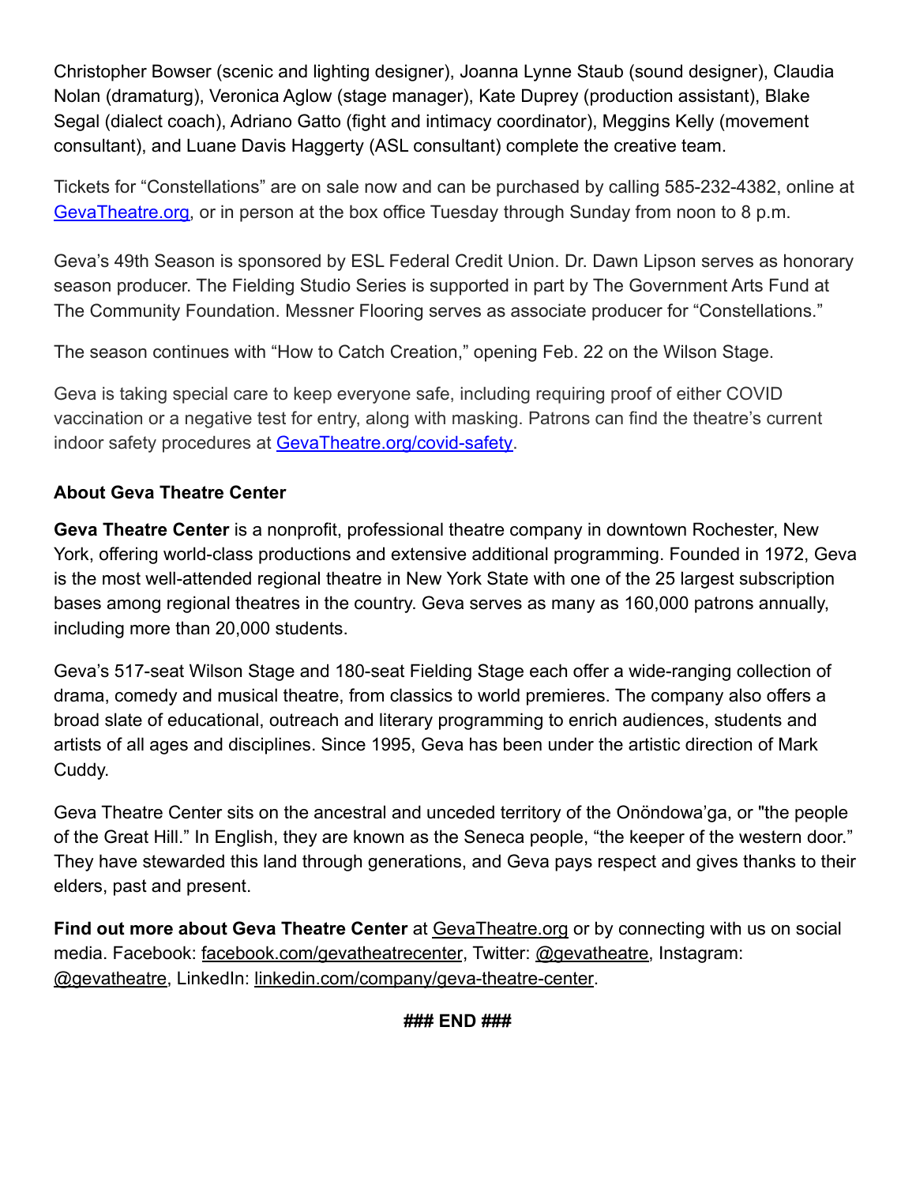Christopher Bowser (scenic and lighting designer), Joanna Lynne Staub (sound designer), Claudia Nolan (dramaturg), Veronica Aglow (stage manager), Kate Duprey (production assistant), Blake Segal (dialect coach), Adriano Gatto (fight and intimacy coordinator), Meggins Kelly (movement consultant), and Luane Davis Haggerty (ASL consultant) complete the creative team.

Tickets for "Constellations" are on sale now and can be purchased by calling 585-232-4382, online at GevaTheatre.org, or in person at the box office Tuesday through Sunday from noon to 8 p.m.

Geva's 49th Season is sponsored by ESL Federal Credit Union. Dr. Dawn Lipson serves as honorary season producer. The Fielding Studio Series is supported in part by The Government Arts Fund at The Community Foundation. Messner Flooring serves as associate producer for "Constellations."

The season continues with "How to Catch Creation," opening Feb. 22 on the Wilson Stage.

Geva is taking special care to keep everyone safe, including requiring proof of either COVID vaccination or a negative test for entry, along with masking. Patrons can find the theatre's current indoor safety procedures at GevaTheatre.org/covid-safety.

**About Geva Theatre Center**

**Geva Theatre Center** is a nonprofit, professional theatre company in downtown Rochester, New York, offering world-class productions and extensive additional programming. Founded in 1972, Geva is the most well-attended regional theatre in New York State with one of the 25 largest subscription bases among regional theatres in the country. Geva serves as many as 160,000 patrons annually, including more than 20,000 students.

Geva's 517-seat Wilson Stage and 180-seat Fielding Stage each offer a wide-ranging collection of drama, comedy and musical theatre, from classics to world premieres. The company also offers a broad slate of educational, outreach and literary programming to enrich audiences, students and artists of all ages and disciplines. Since 1995, Geva has been under the artistic direction of Mark Cuddy.

Geva Theatre Center sits on the ancestral and unceded territory of the Onöndowa'ga, or "the people of the Great Hill." In English, they are known as the Seneca people, "the keeper of the western door." They have stewarded this land through generations, and Geva pays respect and gives thanks to their elders, past and present.

**Find out more about Geva Theatre Center** at GevaTheatre.org or by connecting with us on social media. Facebook: facebook.com/gevatheatrecenter, Twitter: @gevatheatre, Instagram: @gevatheatre, LinkedIn: linkedin.com/company/geva-theatre-center.

**### END ###**